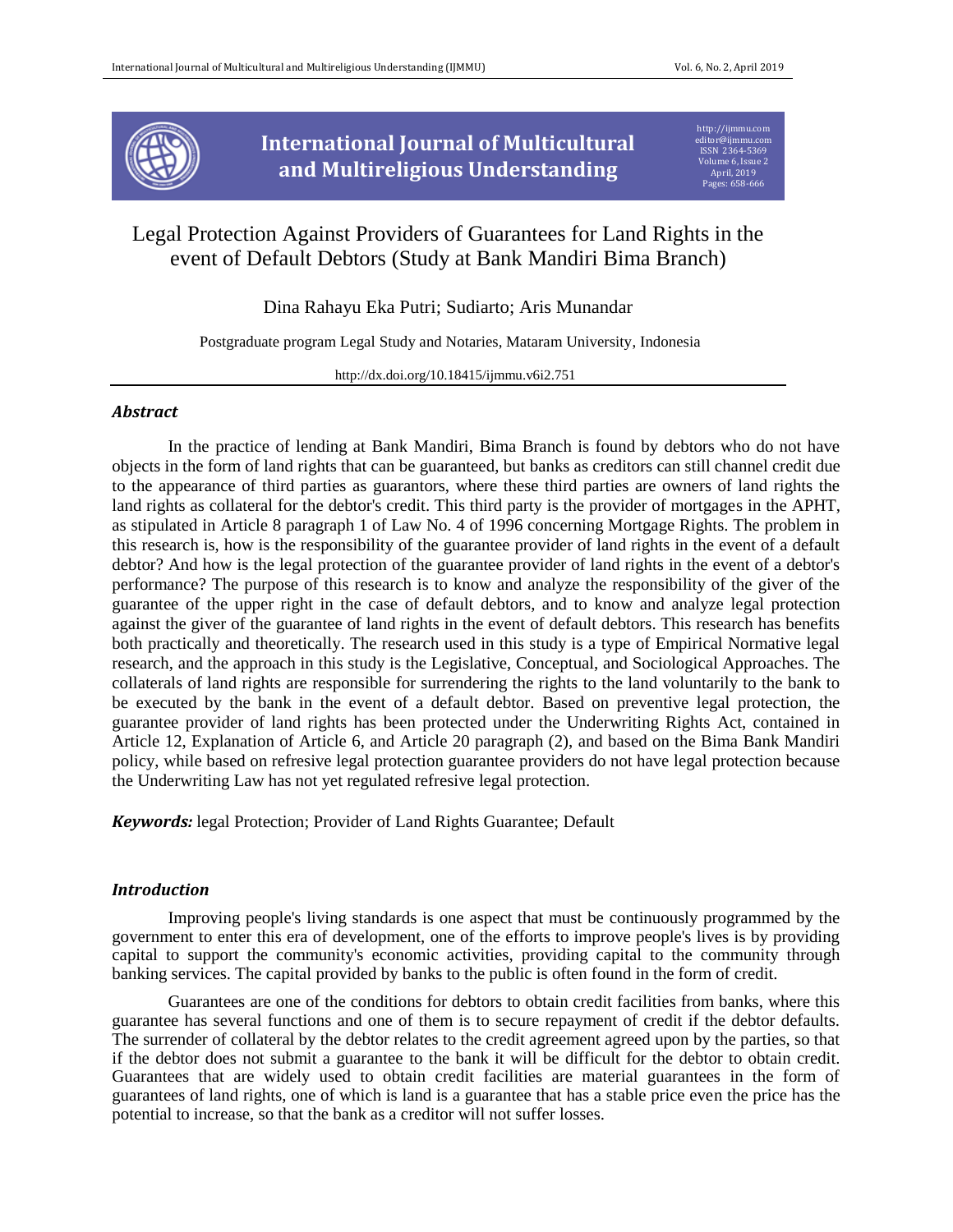# Legal Protection Against Providers of Guarantees for Land Rights in the event of Default Debtors (Study at Bank Mandiri Bima Branch)

Dina Rahayu Eka Putri; Sudiarto; Aris Munandar

Postgraduate program Legal Study and Notaries, Mataram University, Indonesia

http://dx.doi.org/10.18415/ijmmu.v6i2.751

### *Abstract*

In the practice of lending at Bank Mandiri, Bima Branch is found by debtors who do not have objects in the form of land rights that can be guaranteed, but banks as creditors can still channel credit due to the appearance of third parties as guarantors, where these third parties are owners of land rights the land rights as collateral for the debtor's credit. This third party is the provider of mortgages in the APHT, as stipulated in Article 8 paragraph 1 of Law No. 4 of 1996 concerning Mortgage Rights. The problem in this research is, how is the responsibility of the guarantee provider of land rights in the event of a default debtor? And how is the legal protection of the guarantee provider of land rights in the event of a debtor's performance? The purpose of this research is to know and analyze the responsibility of the giver of the guarantee of the upper right in the case of default debtors, and to know and analyze legal protection against the giver of the guarantee of land rights in the event of default debtors. This research has benefits both practically and theoretically. The research used in this study is a type of Empirical Normative legal research, and the approach in this study is the Legislative, Conceptual, and Sociological Approaches. The collaterals of land rights are responsible for surrendering the rights to the land voluntarily to the bank to be executed by the bank in the event of a default debtor. Based on preventive legal protection, the guarantee provider of land rights has been protected under the Underwriting Rights Act, contained in Article 12, Explanation of Article 6, and Article 20 paragraph (2), and based on the Bima Bank Mandiri policy, while based on refresive legal protection guarantee providers do not have legal protection because the Underwriting Law has not yet regulated refresive legal protection.

***Keywords:*** legal Protection; Provider of Land Rights Guarantee; Default

### *Introduction*

Improving people's living standards is one aspect that must be continuously programmed by the government to enter this era of development, one of the efforts to improve people's lives is by providing capital to support the community's economic activities, providing capital to the community through banking services. The capital provided by banks to the public is often found in the form of credit.

Guarantees are one of the conditions for debtors to obtain credit facilities from banks, where this guarantee has several functions and one of them is to secure repayment of credit if the debtor defaults. The surrender of collateral by the debtor relates to the credit agreement agreed upon by the parties, so that if the debtor does not submit a guarantee to the bank it will be difficult for the debtor to obtain credit. Guarantees that are widely used to obtain credit facilities are material guarantees in the form of guarantees of land rights, one of which is land is a guarantee that has a stable price even the price has the potential to increase, so that the bank as a creditor will not suffer losses.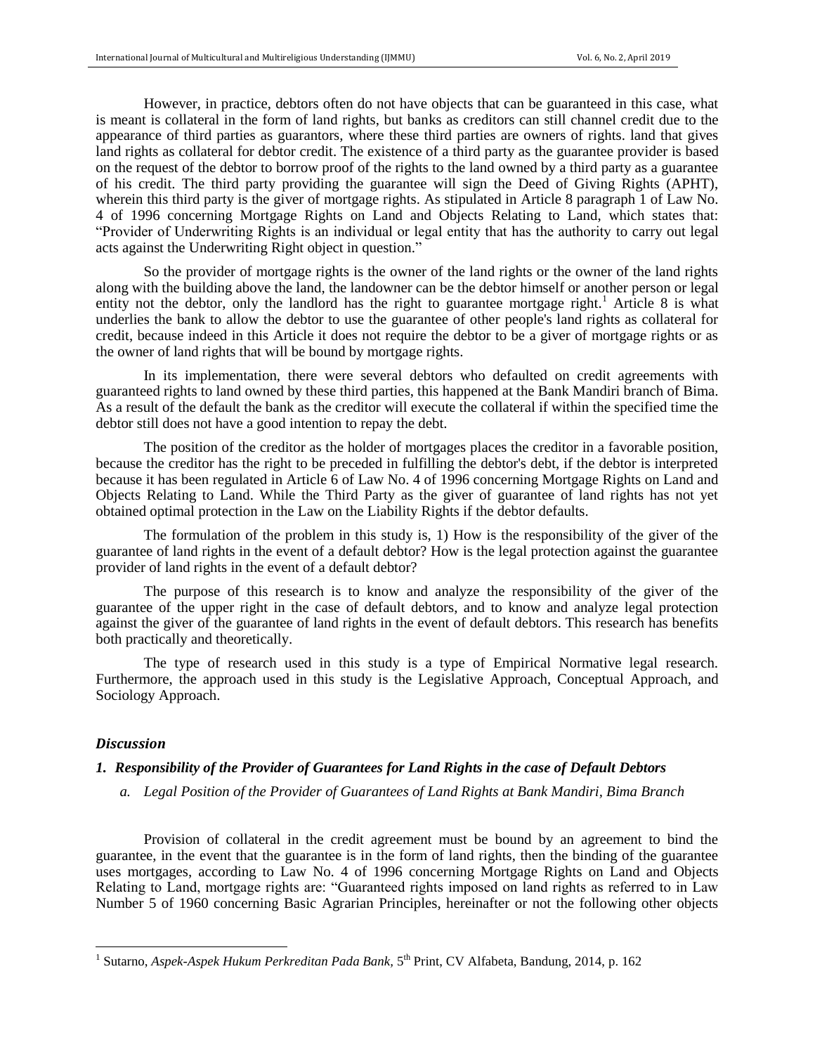However, in practice, debtors often do not have objects that can be guaranteed in this case, what is meant is collateral in the form of land rights, but banks as creditors can still channel credit due to the appearance of third parties as guarantors, where these third parties are owners of rights. land that gives land rights as collateral for debtor credit. The existence of a third party as the guarantee provider is based on the request of the debtor to borrow proof of the rights to the land owned by a third party as a guarantee of his credit. The third party providing the guarantee will sign the Deed of Giving Rights (APHT), wherein this third party is the giver of mortgage rights. As stipulated in Article 8 paragraph 1 of Law No. 4 of 1996 concerning Mortgage Rights on Land and Objects Relating to Land, which states that: "Provider of Underwriting Rights is an individual or legal entity that has the authority to carry out legal acts against the Underwriting Right object in question."

So the provider of mortgage rights is the owner of the land rights or the owner of the land rights along with the building above the land, the landowner can be the debtor himself or another person or legal entity not the debtor, only the landlord has the right to guarantee mortgage right.[1] Article 8 is what underlies the bank to allow the debtor to use the guarantee of other people's land rights as collateral for credit, because indeed in this Article it does not require the debtor to be a giver of mortgage rights or as the owner of land rights that will be bound by mortgage rights.

In its implementation, there were several debtors who defaulted on credit agreements with guaranteed rights to land owned by these third parties, this happened at the Bank Mandiri branch of Bima. As a result of the default the bank as the creditor will execute the collateral if within the specified time the debtor still does not have a good intention to repay the debt.

The position of the creditor as the holder of mortgages places the creditor in a favorable position, because the creditor has the right to be preceded in fulfilling the debtor's debt, if the debtor is interpreted because it has been regulated in Article 6 of Law No. 4 of 1996 concerning Mortgage Rights on Land and Objects Relating to Land. While the Third Party as the giver of guarantee of land rights has not yet obtained optimal protection in the Law on the Liability Rights if the debtor defaults.

The formulation of the problem in this study is, 1) How is the responsibility of the giver of the guarantee of land rights in the event of a default debtor? How is the legal protection against the guarantee provider of land rights in the event of a default debtor?

The purpose of this research is to know and analyze the responsibility of the giver of the guarantee of the upper right in the case of default debtors, and to know and analyze legal protection against the giver of the guarantee of land rights in the event of default debtors. This research has benefits both practically and theoretically.

The type of research used in this study is a type of Empirical Normative legal research. Furthermore, the approach used in this study is the Legislative Approach, Conceptual Approach, and Sociology Approach.

## *Discussion*

### *1. Responsibility of the Provider of Guarantees for Land Rights in the case of Default Debtors*

#### *a. Legal Position of the Provider of Guarantees of Land Rights at Bank Mandiri, Bima Branch*

Provision of collateral in the credit agreement must be bound by an agreement to bind the guarantee, in the event that the guarantee is in the form of land rights, then the binding of the guarantee uses mortgages, according to Law No. 4 of 1996 concerning Mortgage Rights on Land and Objects Relating to Land, mortgage rights are: "Guaranteed rights imposed on land rights as referred to in Law Number 5 of 1960 concerning Basic Agrarian Principles, hereinafter or not the following other objects

---

[1] Sutarno, *Aspek-Aspek Hukum Perkreditan Pada Bank*, 5th Print, CV Alfabeta, Bandung, 2014, p. 162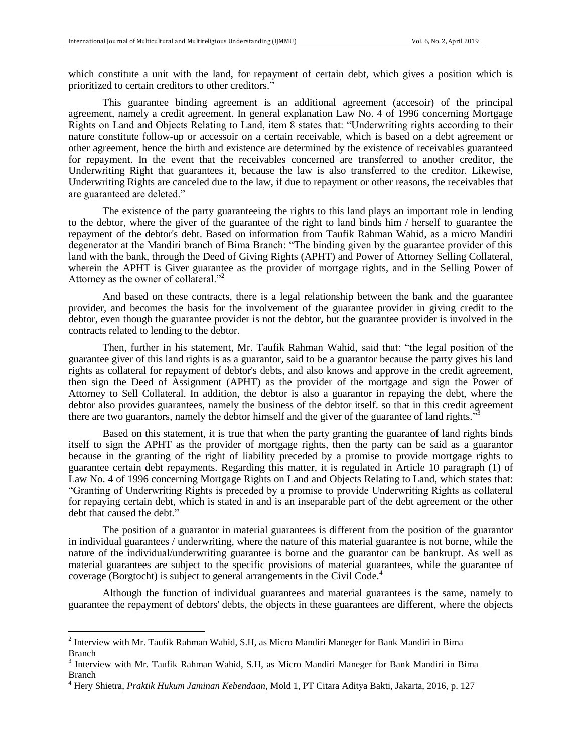which constitute a unit with the land, for repayment of certain debt, which gives a position which is prioritized to certain creditors to other creditors."

This guarantee binding agreement is an additional agreement (accesoir) of the principal agreement, namely a credit agreement. In general explanation Law No. 4 of 1996 concerning Mortgage Rights on Land and Objects Relating to Land, item 8 states that: "Underwriting rights according to their nature constitute follow-up or accessoir on a certain receivable, which is based on a debt agreement or other agreement, hence the birth and existence are determined by the existence of receivables guaranteed for repayment. In the event that the receivables concerned are transferred to another creditor, the Underwriting Right that guarantees it, because the law is also transferred to the creditor. Likewise, Underwriting Rights are canceled due to the law, if due to repayment or other reasons, the receivables that are guaranteed are deleted."

The existence of the party guaranteeing the rights to this land plays an important role in lending to the debtor, where the giver of the guarantee of the right to land binds him / herself to guarantee the repayment of the debtor's debt. Based on information from Taufik Rahman Wahid, as a micro Mandiri degenerator at the Mandiri branch of Bima Branch: "The binding given by the guarantee provider of this land with the bank, through the Deed of Giving Rights (APHT) and Power of Attorney Selling Collateral, wherein the APHT is Giver guarantee as the provider of mortgage rights, and in the Selling Power of Attorney as the owner of collateral."[2]

And based on these contracts, there is a legal relationship between the bank and the guarantee provider, and becomes the basis for the involvement of the guarantee provider in giving credit to the debtor, even though the guarantee provider is not the debtor, but the guarantee provider is involved in the contracts related to lending to the debtor.

Then, further in his statement, Mr. Taufik Rahman Wahid, said that: "the legal position of the guarantee giver of this land rights is as a guarantor, said to be a guarantor because the party gives his land rights as collateral for repayment of debtor's debts, and also knows and approve in the credit agreement, then sign the Deed of Assignment (APHT) as the provider of the mortgage and sign the Power of Attorney to Sell Collateral. In addition, the debtor is also a guarantor in repaying the debt, where the debtor also provides guarantees, namely the business of the debtor itself. so that in this credit agreement there are two guarantors, namely the debtor himself and the giver of the guarantee of land rights."[3]

Based on this statement, it is true that when the party granting the guarantee of land rights binds itself to sign the APHT as the provider of mortgage rights, then the party can be said as a guarantor because in the granting of the right of liability preceded by a promise to provide mortgage rights to guarantee certain debt repayments. Regarding this matter, it is regulated in Article 10 paragraph (1) of Law No. 4 of 1996 concerning Mortgage Rights on Land and Objects Relating to Land, which states that: "Granting of Underwriting Rights is preceded by a promise to provide Underwriting Rights as collateral for repaying certain debt, which is stated in and is an inseparable part of the debt agreement or the other debt that caused the debt."

The position of a guarantor in material guarantees is different from the position of the guarantor in individual guarantees / underwriting, where the nature of this material guarantee is not borne, while the nature of the individual/underwriting guarantee is borne and the guarantor can be bankrupt. As well as material guarantees are subject to the specific provisions of material guarantees, while the guarantee of coverage (Borgtocht) is subject to general arrangements in the Civil Code.[4]

Although the function of individual guarantees and material guarantees is the same, namely to guarantee the repayment of debtors' debts, the objects in these guarantees are different, where the objects

---

[2] Interview with Mr. Taufik Rahman Wahid, S.H, as Micro Mandiri Maneger for Bank Mandiri in Bima Branch

[3] Interview with Mr. Taufik Rahman Wahid, S.H, as Micro Mandiri Maneger for Bank Mandiri in Bima Branch

[4] Hery Shietra, *Praktik Hukum Jaminan Kebendaan*, Mold 1, PT Citara Aditya Bakti, Jakarta, 2016, p. 127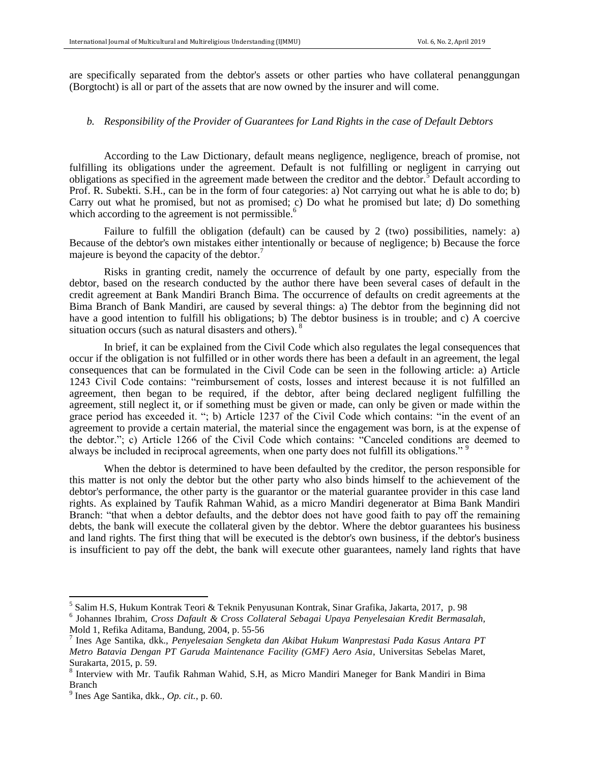are specifically separated from the debtor's assets or other parties who have collateral penanggungan (Borgtocht) is all or part of the assets that are now owned by the insurer and will come.

### *b. Responsibility of the Provider of Guarantees for Land Rights in the case of Default Debtors*

According to the Law Dictionary, default means negligence, negligence, breach of promise, not fulfilling its obligations under the agreement. Default is not fulfilling or negligent in carrying out obligations as specified in the agreement made between the creditor and the debtor.[5] Default according to Prof. R. Subekti. S.H., can be in the form of four categories: a) Not carrying out what he is able to do; b) Carry out what he promised, but not as promised; c) Do what he promised but late; d) Do something which according to the agreement is not permissible.[6]

Failure to fulfill the obligation (default) can be caused by 2 (two) possibilities, namely: a) Because of the debtor's own mistakes either intentionally or because of negligence; b) Because the force majeure is beyond the capacity of the debtor.[7]

Risks in granting credit, namely the occurrence of default by one party, especially from the debtor, based on the research conducted by the author there have been several cases of default in the credit agreement at Bank Mandiri Branch Bima. The occurrence of defaults on credit agreements at the Bima Branch of Bank Mandiri, are caused by several things: a) The debtor from the beginning did not have a good intention to fulfill his obligations; b) The debtor business is in trouble; and c) A coercive situation occurs (such as natural disasters and others).[8]

In brief, it can be explained from the Civil Code which also regulates the legal consequences that occur if the obligation is not fulfilled or in other words there has been a default in an agreement, the legal consequences that can be formulated in the Civil Code can be seen in the following article: a) Article 1243 Civil Code contains: "reimbursement of costs, losses and interest because it is not fulfilled an agreement, then began to be required, if the debtor, after being declared negligent fulfilling the agreement, still neglect it, or if something must be given or made, can only be given or made within the grace period has exceeded it. "; b) Article 1237 of the Civil Code which contains: "in the event of an agreement to provide a certain material, the material since the engagement was born, is at the expense of the debtor."; c) Article 1266 of the Civil Code which contains: "Canceled conditions are deemed to always be included in reciprocal agreements, when one party does not fulfill its obligations."[9]

When the debtor is determined to have been defaulted by the creditor, the person responsible for this matter is not only the debtor but the other party who also binds himself to the achievement of the debtor's performance, the other party is the guarantor or the material guarantee provider in this case land rights. As explained by Taufik Rahman Wahid, as a micro Mandiri degenerator at Bima Bank Mandiri Branch: "that when a debtor defaults, and the debtor does not have good faith to pay off the remaining debts, the bank will execute the collateral given by the debtor. Where the debtor guarantees his business and land rights. The first thing that will be executed is the debtor's own business, if the debtor's business is insufficient to pay off the debt, the bank will execute other guarantees, namely land rights that have

---

[5] Salim H.S, Hukum Kontrak Teori & Teknik Penyusunan Kontrak, Sinar Grafika, Jakarta, 2017, p. 98

[6] Johannes Ibrahim, *Cross Dafault & Cross Collateral Sebagai Upaya Penyelesaian Kredit Bermasalah*, Mold 1, Refika Aditama, Bandung, 2004, p. 55-56

[7] Ines Age Santika, dkk., *Penyelesaian Sengketa dan Akibat Hukum Wanprestasi Pada Kasus Antara PT Metro Batavia Dengan PT Garuda Maintenance Facility (GMF) Aero Asia*, Universitas Sebelas Maret, Surakarta, 2015, p. 59.

[8] Interview with Mr. Taufik Rahman Wahid, S.H, as Micro Mandiri Maneger for Bank Mandiri in Bima Branch

[9] Ines Age Santika, dkk., *Op. cit.*, p. 60.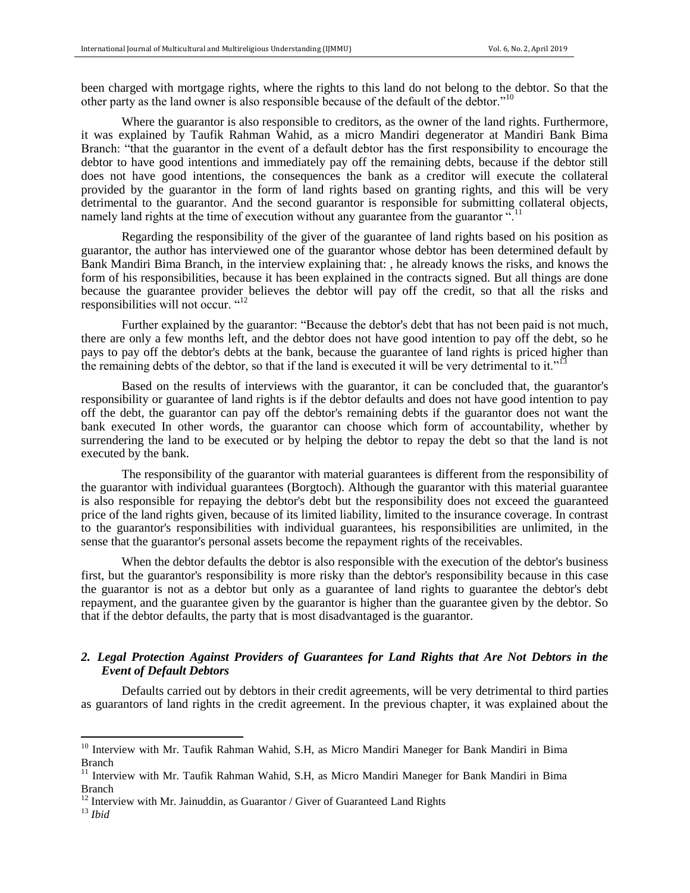been charged with mortgage rights, where the rights to this land do not belong to the debtor. So that the other party as the land owner is also responsible because of the default of the debtor."[10]

Where the guarantor is also responsible to creditors, as the owner of the land rights. Furthermore, it was explained by Taufik Rahman Wahid, as a micro Mandiri degenerator at Mandiri Bank Bima Branch: "that the guarantor in the event of a default debtor has the first responsibility to encourage the debtor to have good intentions and immediately pay off the remaining debts, because if the debtor still does not have good intentions, the consequences the bank as a creditor will execute the collateral provided by the guarantor in the form of land rights based on granting rights, and this will be very detrimental to the guarantor. And the second guarantor is responsible for submitting collateral objects, namely land rights at the time of execution without any guarantee from the guarantor ".[11]

Regarding the responsibility of the giver of the guarantee of land rights based on his position as guarantor, the author has interviewed one of the guarantor whose debtor has been determined default by Bank Mandiri Bima Branch, in the interview explaining that: , he already knows the risks, and knows the form of his responsibilities, because it has been explained in the contracts signed. But all things are done because the guarantee provider believes the debtor will pay off the credit, so that all the risks and responsibilities will not occur. "[12]

Further explained by the guarantor: "Because the debtor's debt that has not been paid is not much, there are only a few months left, and the debtor does not have good intention to pay off the debt, so he pays to pay off the debtor's debts at the bank, because the guarantee of land rights is priced higher than the remaining debts of the debtor, so that if the land is executed it will be very detrimental to it."[13]

Based on the results of interviews with the guarantor, it can be concluded that, the guarantor's responsibility or guarantee of land rights is if the debtor defaults and does not have good intention to pay off the debt, the guarantor can pay off the debtor's remaining debts if the guarantor does not want the bank executed In other words, the guarantor can choose which form of accountability, whether by surrendering the land to be executed or by helping the debtor to repay the debt so that the land is not executed by the bank.

The responsibility of the guarantor with material guarantees is different from the responsibility of the guarantor with individual guarantees (Borgtoch). Although the guarantor with this material guarantee is also responsible for repaying the debtor's debt but the responsibility does not exceed the guaranteed price of the land rights given, because of its limited liability, limited to the insurance coverage. In contrast to the guarantor's responsibilities with individual guarantees, his responsibilities are unlimited, in the sense that the guarantor's personal assets become the repayment rights of the receivables.

When the debtor defaults the debtor is also responsible with the execution of the debtor's business first, but the guarantor's responsibility is more risky than the debtor's responsibility because in this case the guarantor is not as a debtor but only as a guarantee of land rights to guarantee the debtor's debt repayment, and the guarantee given by the guarantor is higher than the guarantee given by the debtor. So that if the debtor defaults, the party that is most disadvantaged is the guarantor.

### *2. Legal Protection Against Providers of Guarantees for Land Rights that Are Not Debtors in the Event of Default Debtors*

Defaults carried out by debtors in their credit agreements, will be very detrimental to third parties as guarantors of land rights in the credit agreement. In the previous chapter, it was explained about the

---

[10] Interview with Mr. Taufik Rahman Wahid, S.H, as Micro Mandiri Maneger for Bank Mandiri in Bima Branch

[11] Interview with Mr. Taufik Rahman Wahid, S.H, as Micro Mandiri Maneger for Bank Mandiri in Bima Branch

[12] Interview with Mr. Jainuddin, as Guarantor / Giver of Guaranteed Land Rights

[13] *Ibid*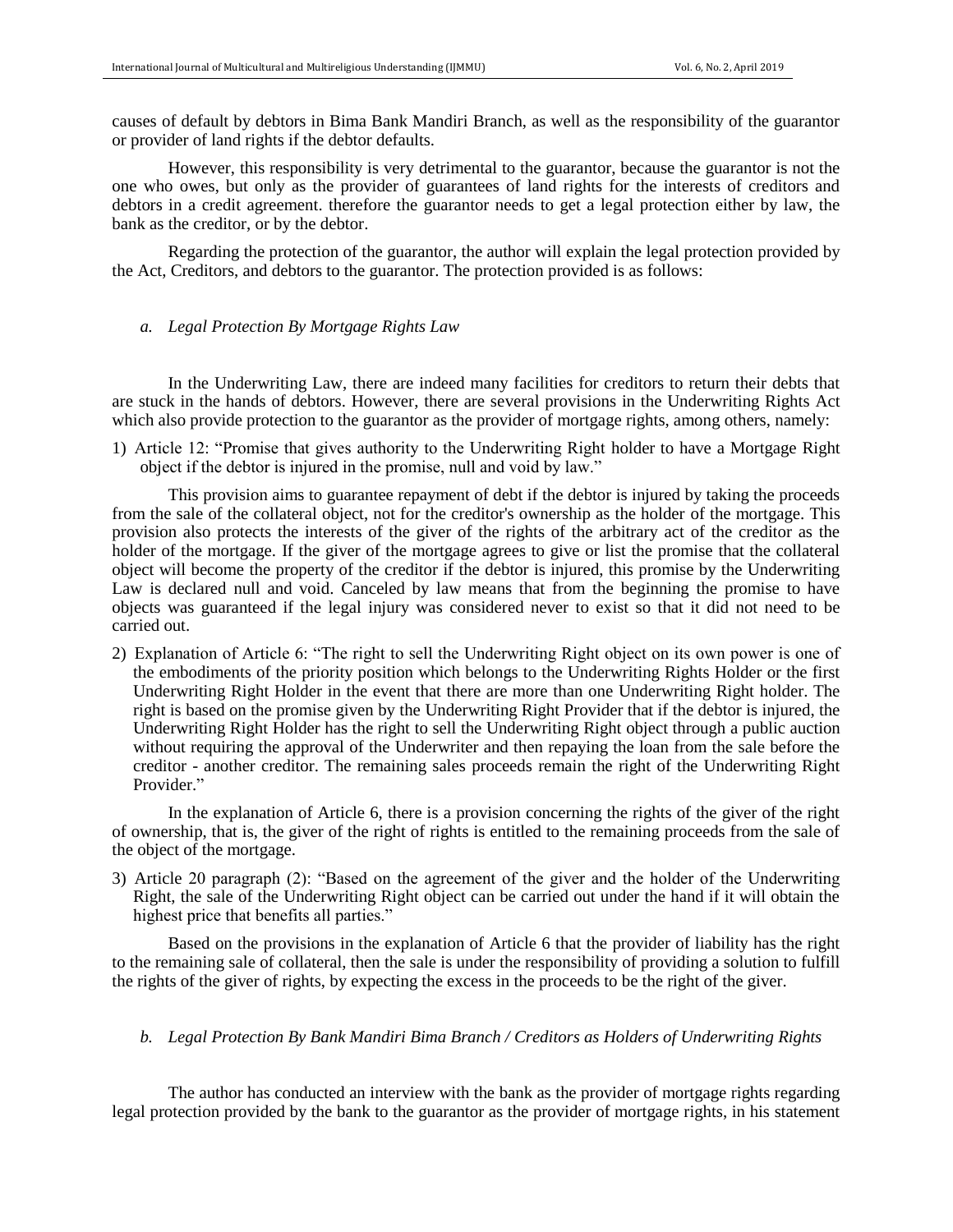causes of default by debtors in Bima Bank Mandiri Branch, as well as the responsibility of the guarantor or provider of land rights if the debtor defaults.

However, this responsibility is very detrimental to the guarantor, because the guarantor is not the one who owes, but only as the provider of guarantees of land rights for the interests of creditors and debtors in a credit agreement. therefore the guarantor needs to get a legal protection either by law, the bank as the creditor, or by the debtor.

Regarding the protection of the guarantor, the author will explain the legal protection provided by the Act, Creditors, and debtors to the guarantor. The protection provided is as follows:

*a. Legal Protection By Mortgage Rights Law*

In the Underwriting Law, there are indeed many facilities for creditors to return their debts that are stuck in the hands of debtors. However, there are several provisions in the Underwriting Rights Act which also provide protection to the guarantor as the provider of mortgage rights, among others, namely:

1) Article 12: "Promise that gives authority to the Underwriting Right holder to have a Mortgage Right object if the debtor is injured in the promise, null and void by law."

This provision aims to guarantee repayment of debt if the debtor is injured by taking the proceeds from the sale of the collateral object, not for the creditor's ownership as the holder of the mortgage. This provision also protects the interests of the giver of the rights of the arbitrary act of the creditor as the holder of the mortgage. If the giver of the mortgage agrees to give or list the promise that the collateral object will become the property of the creditor if the debtor is injured, this promise by the Underwriting Law is declared null and void. Canceled by law means that from the beginning the promise to have objects was guaranteed if the legal injury was considered never to exist so that it did not need to be carried out.

2) Explanation of Article 6: "The right to sell the Underwriting Right object on its own power is one of the embodiments of the priority position which belongs to the Underwriting Rights Holder or the first Underwriting Right Holder in the event that there are more than one Underwriting Right holder. The right is based on the promise given by the Underwriting Right Provider that if the debtor is injured, the Underwriting Right Holder has the right to sell the Underwriting Right object through a public auction without requiring the approval of the Underwriter and then repaying the loan from the sale before the creditor - another creditor. The remaining sales proceeds remain the right of the Underwriting Right Provider."

In the explanation of Article 6, there is a provision concerning the rights of the giver of the right of ownership, that is, the giver of the right of rights is entitled to the remaining proceeds from the sale of the object of the mortgage.

3) Article 20 paragraph (2): "Based on the agreement of the giver and the holder of the Underwriting Right, the sale of the Underwriting Right object can be carried out under the hand if it will obtain the highest price that benefits all parties."

Based on the provisions in the explanation of Article 6 that the provider of liability has the right to the remaining sale of collateral, then the sale is under the responsibility of providing a solution to fulfill the rights of the giver of rights, by expecting the excess in the proceeds to be the right of the giver.

*b. Legal Protection By Bank Mandiri Bima Branch / Creditors as Holders of Underwriting Rights*

The author has conducted an interview with the bank as the provider of mortgage rights regarding legal protection provided by the bank to the guarantor as the provider of mortgage rights, in his statement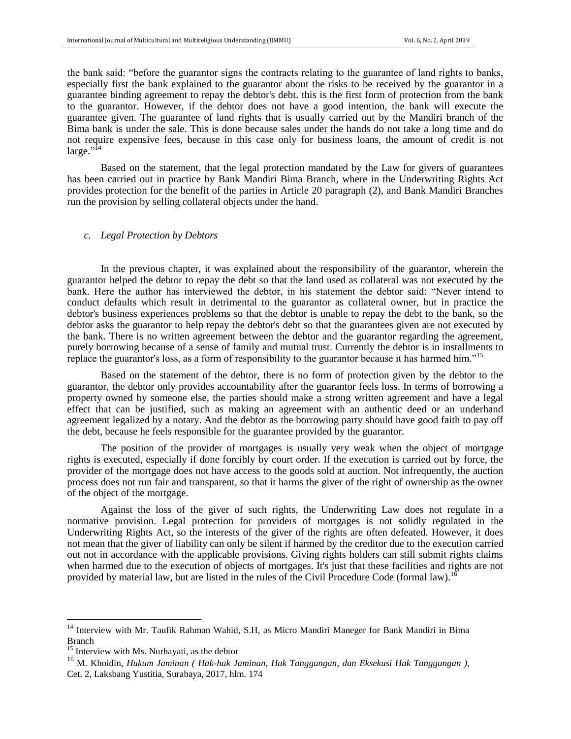the bank said: "before the guarantor signs the contracts relating to the guarantee of land rights to banks, especially first the bank explained to the guarantor about the risks to be received by the guarantor in a guarantee binding agreement to repay the debtor's debt. this is the first form of protection from the bank to the guarantor. However, if the debtor does not have a good intention, the bank will execute the guarantee given. The guarantee of land rights that is usually carried out by the Mandiri branch of the Bima bank is under the sale. This is done because sales under the hands do not take a long time and do not require expensive fees, because in this case only for business loans, the amount of credit is not large."[14]

Based on the statement, that the legal protection mandated by the Law for givers of guarantees has been carried out in practice by Bank Mandiri Bima Branch, where in the Underwriting Rights Act provides protection for the benefit of the parties in Article 20 paragraph (2), and Bank Mandiri Branches run the provision by selling collateral objects under the hand.

*c. Legal Protection by Debtors*

In the previous chapter, it was explained about the responsibility of the guarantor, wherein the guarantor helped the debtor to repay the debt so that the land used as collateral was not executed by the bank. Here the author has interviewed the debtor, in his statement the debtor said: "Never intend to conduct defaults which result in detrimental to the guarantor as collateral owner, but in practice the debtor's business experiences problems so that the debtor is unable to repay the debt to the bank, so the debtor asks the guarantor to help repay the debtor's debt so that the guarantees given are not executed by the bank. There is no written agreement between the debtor and the guarantor regarding the agreement, purely borrowing because of a sense of family and mutual trust. Currently the debtor is in installments to replace the guarantor's loss, as a form of responsibility to the guarantor because it has harmed him."[15]

Based on the statement of the debtor, there is no form of protection given by the debtor to the guarantor, the debtor only provides accountability after the guarantor feels loss. In terms of borrowing a property owned by someone else, the parties should make a strong written agreement and have a legal effect that can be justified, such as making an agreement with an authentic deed or an underhand agreement legalized by a notary. And the debtor as the borrowing party should have good faith to pay off the debt, because he feels responsible for the guarantee provided by the guarantor.

The position of the provider of mortgages is usually very weak when the object of mortgage rights is executed, especially if done forcibly by court order. If the execution is carried out by force, the provider of the mortgage does not have access to the goods sold at auction. Not infrequently, the auction process does not run fair and transparent, so that it harms the giver of the right of ownership as the owner of the object of the mortgage.

Against the loss of the giver of such rights, the Underwriting Law does not regulate in a normative provision. Legal protection for providers of mortgages is not solidly regulated in the Underwriting Rights Act, so the interests of the giver of the rights are often defeated. However, it does not mean that the giver of liability can only be silent if harmed by the creditor due to the execution carried out not in accordance with the applicable provisions. Giving rights holders can still submit rights claims when harmed due to the execution of objects of mortgages. It's just that these facilities and rights are not provided by material law, but are listed in the rules of the Civil Procedure Code (formal law).[16]

---

[14] Interview with Mr. Taufik Rahman Wahid, S.H, as Micro Mandiri Maneger for Bank Mandiri in Bima Branch

[15] Interview with Ms. Nurhayati, as the debtor

[16] M. Khoidin, *Hukum Jaminan ( Hak-hak Jaminan, Hak Tanggungan, dan Eksekusi Hak Tanggungan ),* Cet. 2, Laksbang Yustitia, Surabaya, 2017, hlm. 174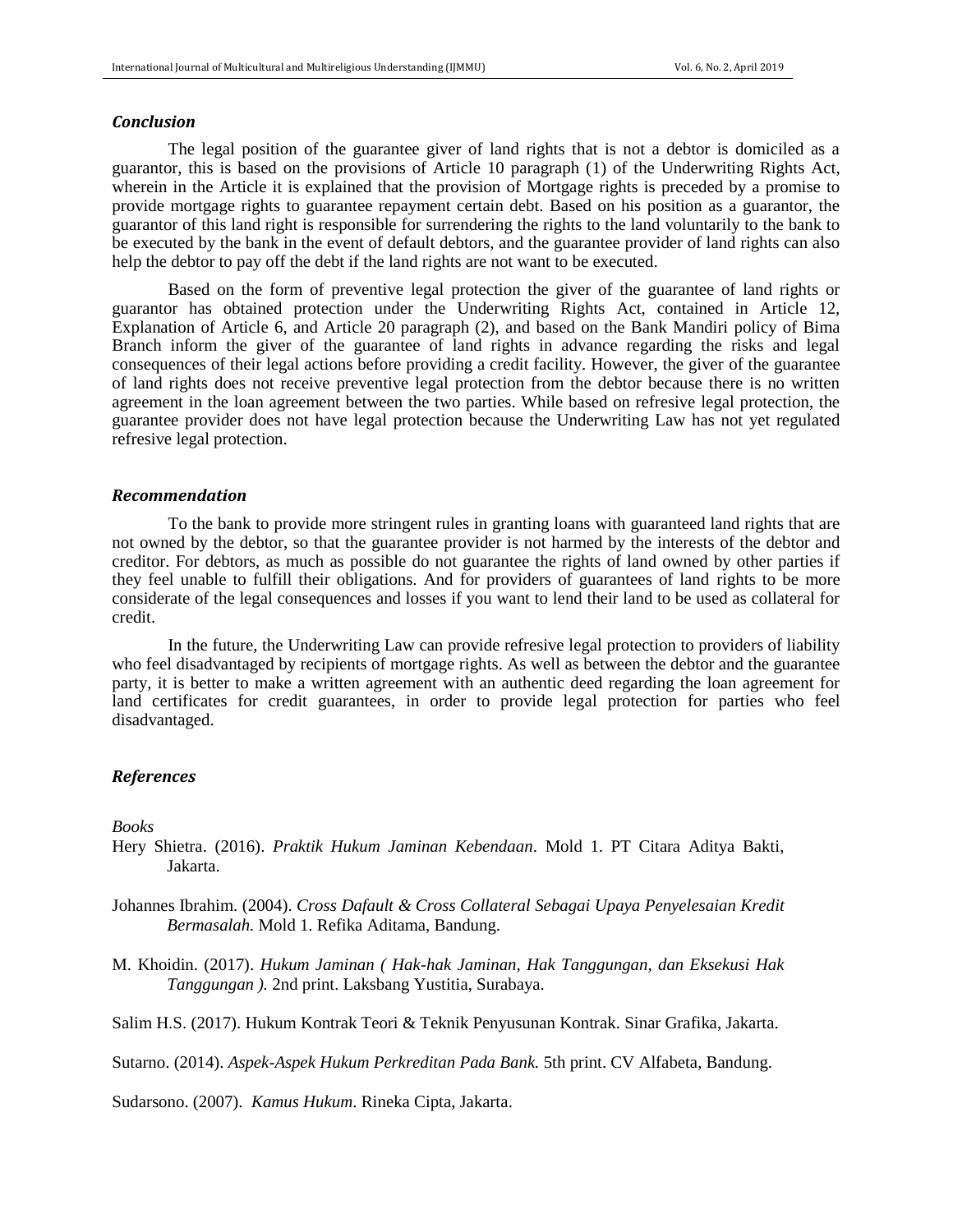### *Conclusion*

The legal position of the guarantee giver of land rights that is not a debtor is domiciled as a guarantor, this is based on the provisions of Article 10 paragraph (1) of the Underwriting Rights Act, wherein in the Article it is explained that the provision of Mortgage rights is preceded by a promise to provide mortgage rights to guarantee repayment certain debt. Based on his position as a guarantor, the guarantor of this land right is responsible for surrendering the rights to the land voluntarily to the bank to be executed by the bank in the event of default debtors, and the guarantee provider of land rights can also help the debtor to pay off the debt if the land rights are not want to be executed.

Based on the form of preventive legal protection the giver of the guarantee of land rights or guarantor has obtained protection under the Underwriting Rights Act, contained in Article 12, Explanation of Article 6, and Article 20 paragraph (2), and based on the Bank Mandiri policy of Bima Branch inform the giver of the guarantee of land rights in advance regarding the risks and legal consequences of their legal actions before providing a credit facility. However, the giver of the guarantee of land rights does not receive preventive legal protection from the debtor because there is no written agreement in the loan agreement between the two parties. While based on refresive legal protection, the guarantee provider does not have legal protection because the Underwriting Law has not yet regulated refresive legal protection.

### *Recommendation*

To the bank to provide more stringent rules in granting loans with guaranteed land rights that are not owned by the debtor, so that the guarantee provider is not harmed by the interests of the debtor and creditor. For debtors, as much as possible do not guarantee the rights of land owned by other parties if they feel unable to fulfill their obligations. And for providers of guarantees of land rights to be more considerate of the legal consequences and losses if you want to lend their land to be used as collateral for credit.

In the future, the Underwriting Law can provide refresive legal protection to providers of liability who feel disadvantaged by recipients of mortgage rights. As well as between the debtor and the guarantee party, it is better to make a written agreement with an authentic deed regarding the loan agreement for land certificates for credit guarantees, in order to provide legal protection for parties who feel disadvantaged.

### *References*

*Books*

Hery Shietra. (2016). *Praktik Hukum Jaminan Kebendaan*. Mold 1. PT Citara Aditya Bakti, Jakarta.

Johannes Ibrahim. (2004). *Cross Dafault & Cross Collateral Sebagai Upaya Penyelesaian Kredit Bermasalah.* Mold 1. Refika Aditama, Bandung.

M. Khoidin. (2017). *Hukum Jaminan ( Hak-hak Jaminan, Hak Tanggungan, dan Eksekusi Hak Tanggungan ).* 2nd print. Laksbang Yustitia, Surabaya.

Salim H.S. (2017). Hukum Kontrak Teori & Teknik Penyusunan Kontrak. Sinar Grafika, Jakarta.

Sutarno. (2014). *Aspek-Aspek Hukum Perkreditan Pada Bank.* 5th print. CV Alfabeta, Bandung.

Sudarsono. (2007). *Kamus Hukum*. Rineka Cipta, Jakarta.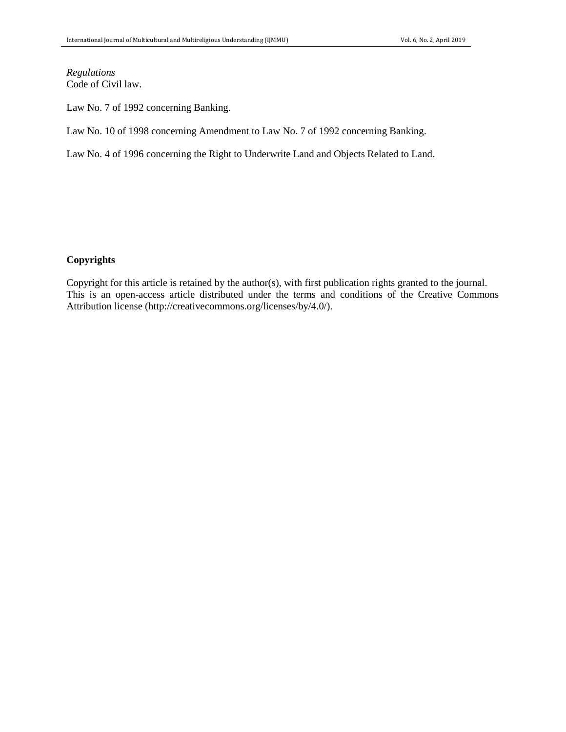*Regulations*
Code of Civil law.

Law No. 7 of 1992 concerning Banking.

Law No. 10 of 1998 concerning Amendment to Law No. 7 of 1992 concerning Banking.

Law No. 4 of 1996 concerning the Right to Underwrite Land and Objects Related to Land.

## Copyrights

Copyright for this article is retained by the author(s), with first publication rights granted to the journal. This is an open-access article distributed under the terms and conditions of the Creative Commons Attribution license (http://creativecommons.org/licenses/by/4.0/).